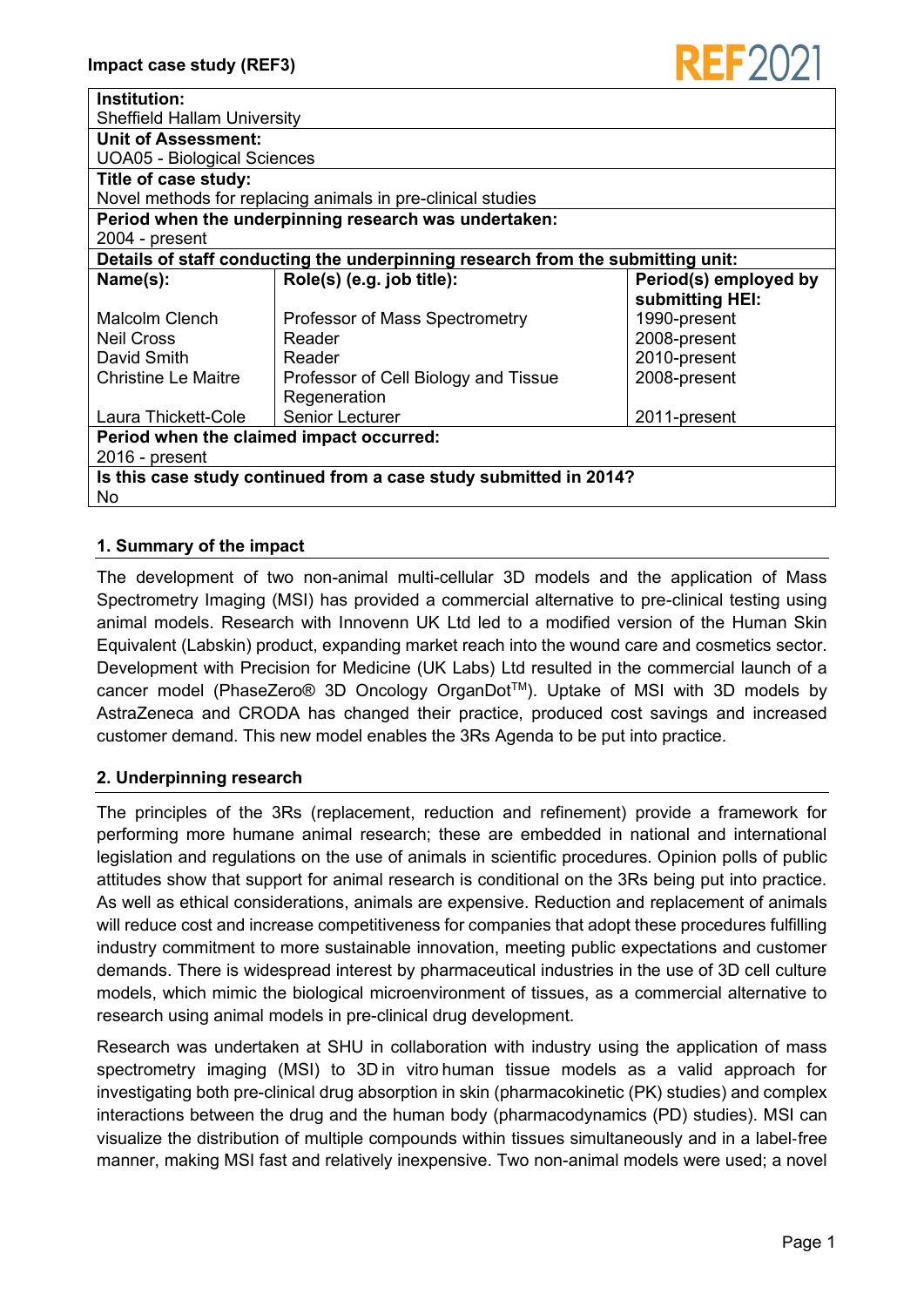**Impact case study (REF3)**

| **Institution:** | | |
|---|---|---|
| Sheffield Hallam University | | |
| **Unit of Assessment:** | | |
| UOA05 - Biological Sciences | | |
| **Title of case study:** | | |
| Novel methods for replacing animals in pre-clinical studies | | |
| **Period when the underpinning research was undertaken:** | | |
| 2004 - present | | |
| **Details of staff conducting the underpinning research from the submitting unit:** | | |
| **Name(s):** | **Role(s) (e.g. job title):** | **Period(s) employed by submitting HEI:** |
| Malcolm Clench | Professor of Mass Spectrometry | 1990-present |
| Neil Cross | Reader | 2008-present |
| David Smith | Reader | 2010-present |
| Christine Le Maitre | Professor of Cell Biology and Tissue Regeneration | 2008-present |
| Laura Thickett-Cole | Senior Lecturer | 2011-present |
| **Period when the claimed impact occurred:** | | |
| 2016 - present | | |
| **Is this case study continued from a case study submitted in 2014?** | | |
| No | | |

## 1. Summary of the impact

The development of two non-animal multi-cellular 3D models and the application of Mass Spectrometry Imaging (MSI) has provided a commercial alternative to pre-clinical testing using animal models. Research with Innovenn UK Ltd led to a modified version of the Human Skin Equivalent (Labskin) product, expanding market reach into the wound care and cosmetics sector. Development with Precision for Medicine (UK Labs) Ltd resulted in the commercial launch of a cancer model (PhaseZero® 3D Oncology OrganDot™). Uptake of MSI with 3D models by AstraZeneca and CRODA has changed their practice, produced cost savings and increased customer demand. This new model enables the 3Rs Agenda to be put into practice.

## 2. Underpinning research

The principles of the 3Rs (replacement, reduction and refinement) provide a framework for performing more humane animal research; these are embedded in national and international legislation and regulations on the use of animals in scientific procedures. Opinion polls of public attitudes show that support for animal research is conditional on the 3Rs being put into practice. As well as ethical considerations, animals are expensive. Reduction and replacement of animals will reduce cost and increase competitiveness for companies that adopt these procedures fulfilling industry commitment to more sustainable innovation, meeting public expectations and customer demands. There is widespread interest by pharmaceutical industries in the use of 3D cell culture models, which mimic the biological microenvironment of tissues, as a commercial alternative to research using animal models in pre-clinical drug development.

Research was undertaken at SHU in collaboration with industry using the application of mass spectrometry imaging (MSI) to 3D in vitro human tissue models as a valid approach for investigating both pre-clinical drug absorption in skin (pharmacokinetic (PK) studies) and complex interactions between the drug and the human body (pharmacodynamics (PD) studies). MSI can visualize the distribution of multiple compounds within tissues simultaneously and in a label-free manner, making MSI fast and relatively inexpensive. Two non-animal models were used; a novel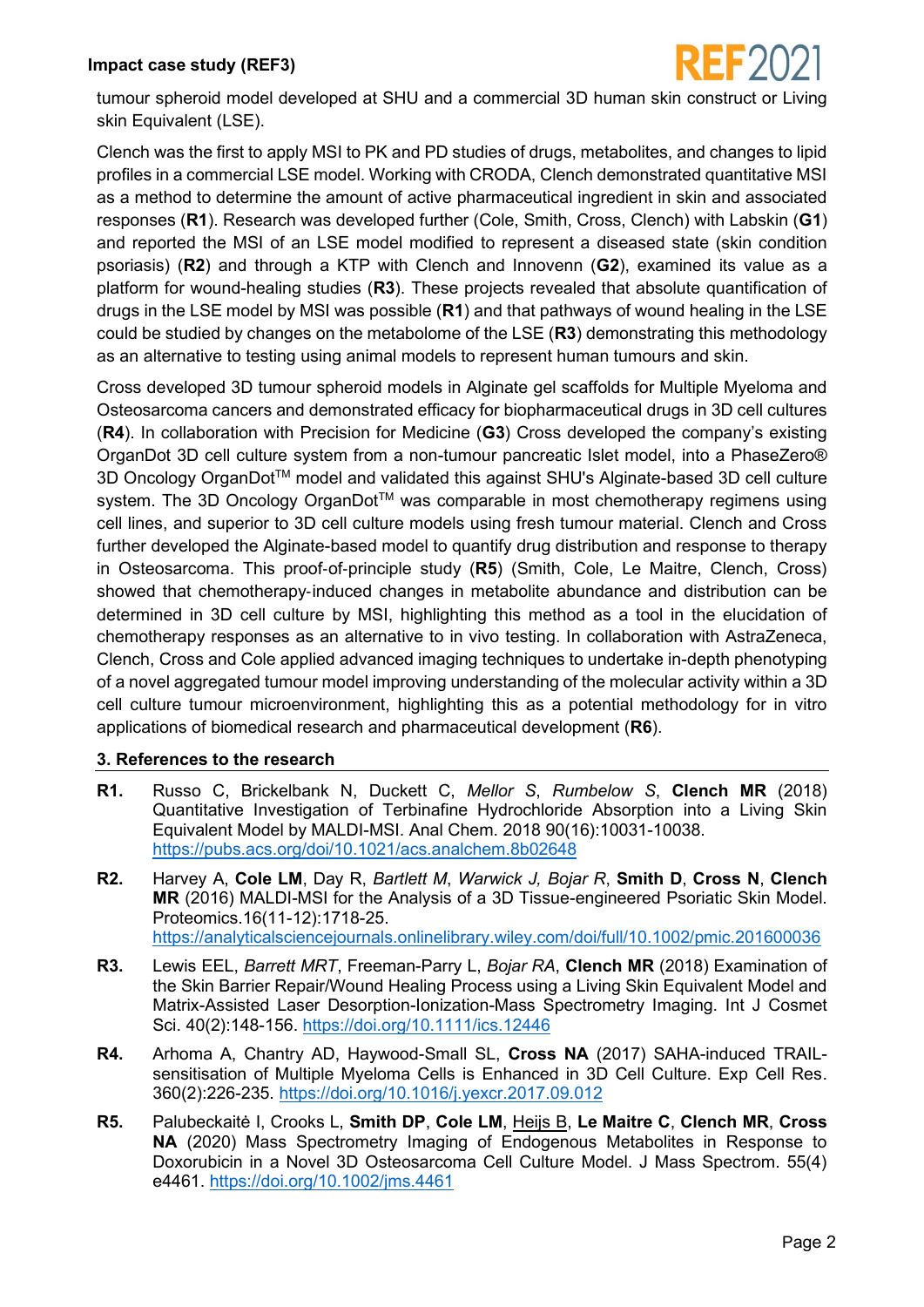tumour spheroid model developed at SHU and a commercial 3D human skin construct or Living skin Equivalent (LSE).

Clench was the first to apply MSI to PK and PD studies of drugs, metabolites, and changes to lipid profiles in a commercial LSE model. Working with CRODA, Clench demonstrated quantitative MSI as a method to determine the amount of active pharmaceutical ingredient in skin and associated responses (**R1**). Research was developed further (Cole, Smith, Cross, Clench) with Labskin (**G1**) and reported the MSI of an LSE model modified to represent a diseased state (skin condition psoriasis) (**R2**) and through a KTP with Clench and Innovenn (**G2**), examined its value as a platform for wound-healing studies (**R3**). These projects revealed that absolute quantification of drugs in the LSE model by MSI was possible (**R1**) and that pathways of wound healing in the LSE could be studied by changes on the metabolome of the LSE (**R3**) demonstrating this methodology as an alternative to testing using animal models to represent human tumours and skin.

Cross developed 3D tumour spheroid models in Alginate gel scaffolds for Multiple Myeloma and Osteosarcoma cancers and demonstrated efficacy for biopharmaceutical drugs in 3D cell cultures (**R4**). In collaboration with Precision for Medicine (**G3**) Cross developed the company's existing OrganDot 3D cell culture system from a non-tumour pancreatic Islet model, into a PhaseZero® 3D Oncology OrganDot™ model and validated this against SHU's Alginate-based 3D cell culture system. The 3D Oncology OrganDot™ was comparable in most chemotherapy regimens using cell lines, and superior to 3D cell culture models using fresh tumour material. Clench and Cross further developed the Alginate-based model to quantify drug distribution and response to therapy in Osteosarcoma. This proof-of-principle study (**R5**) (Smith, Cole, Le Maitre, Clench, Cross) showed that chemotherapy-induced changes in metabolite abundance and distribution can be determined in 3D cell culture by MSI, highlighting this method as a tool in the elucidation of chemotherapy responses as an alternative to in vivo testing. In collaboration with AstraZeneca, Clench, Cross and Cole applied advanced imaging techniques to undertake in-depth phenotyping of a novel aggregated tumour model improving understanding of the molecular activity within a 3D cell culture tumour microenvironment, highlighting this as a potential methodology for in vitro applications of biomedical research and pharmaceutical development (**R6**).

## 3. References to the research

- **R1.** Russo C, Brickelbank N, Duckett C, *Mellor S*, *Rumbelow S*, **Clench MR** (2018) Quantitative Investigation of Terbinafine Hydrochloride Absorption into a Living Skin Equivalent Model by MALDI-MSI. Anal Chem. 2018 90(16):10031-10038. https://pubs.acs.org/doi/10.1021/acs.analchem.8b02648
- **R2.** Harvey A, **Cole LM**, Day R, *Bartlett M*, *Warwick J, Bojar R*, **Smith D**, **Cross N**, **Clench MR** (2016) MALDI-MSI for the Analysis of a 3D Tissue-engineered Psoriatic Skin Model. Proteomics.16(11-12):1718-25. https://analyticalsciencejournals.onlinelibrary.wiley.com/doi/full/10.1002/pmic.201600036
- **R3.** Lewis EEL, *Barrett MRT*, Freeman-Parry L, *Bojar RA*, **Clench MR** (2018) Examination of the Skin Barrier Repair/Wound Healing Process using a Living Skin Equivalent Model and Matrix-Assisted Laser Desorption-Ionization-Mass Spectrometry Imaging. Int J Cosmet Sci. 40(2):148-156. https://doi.org/10.1111/ics.12446
- **R4.** Arhoma A, Chantry AD, Haywood-Small SL, **Cross NA** (2017) SAHA-induced TRAIL-sensitisation of Multiple Myeloma Cells is Enhanced in 3D Cell Culture. Exp Cell Res. 360(2):226-235. https://doi.org/10.1016/j.yexcr.2017.09.012
- **R5.** Palubeckaitė I, Crooks L, **Smith DP**, **Cole LM**, <u>Heijs B</u>, **Le Maitre C**, **Clench MR**, **Cross NA** (2020) Mass Spectrometry Imaging of Endogenous Metabolites in Response to Doxorubicin in a Novel 3D Osteosarcoma Cell Culture Model. J Mass Spectrom. 55(4) e4461. https://doi.org/10.1002/jms.4461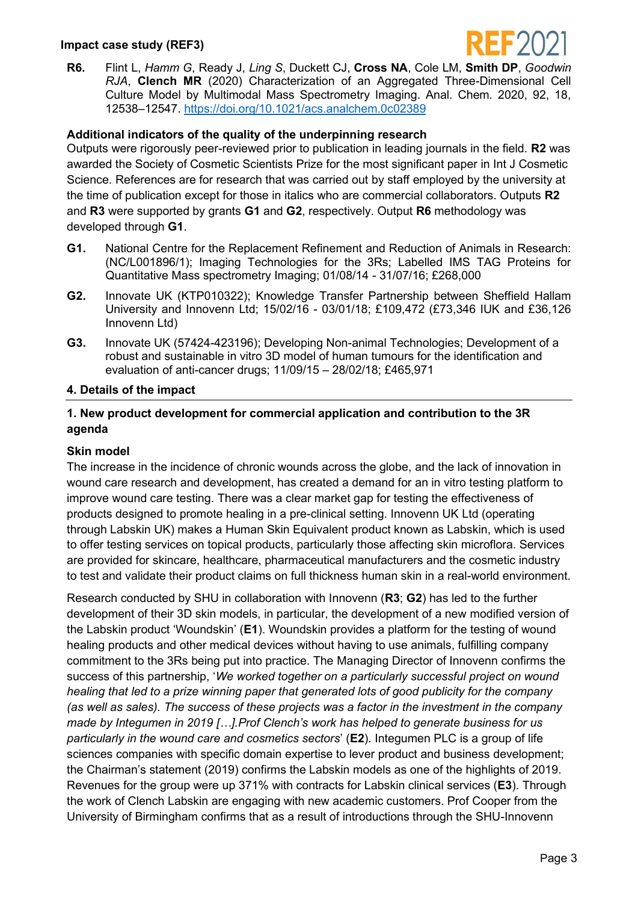**R6.** Flint L, *Hamm G*, Ready J, *Ling S*, Duckett CJ, **Cross NA**, Cole LM, **Smith DP**, *Goodwin RJA*, **Clench MR** (2020) Characterization of an Aggregated Three-Dimensional Cell Culture Model by Multimodal Mass Spectrometry Imaging. Anal. Chem. 2020, 92, 18, 12538–12547. https://doi.org/10.1021/acs.analchem.0c02389

### Additional indicators of the quality of the underpinning research

Outputs were rigorously peer-reviewed prior to publication in leading journals in the field. **R2** was awarded the Society of Cosmetic Scientists Prize for the most significant paper in Int J Cosmetic Science. References are for research that was carried out by staff employed by the university at the time of publication except for those in italics who are commercial collaborators. Outputs **R2** and **R3** were supported by grants **G1** and **G2**, respectively. Output **R6** methodology was developed through **G1**.

**G1.** National Centre for the Replacement Refinement and Reduction of Animals in Research: (NC/L001896/1); Imaging Technologies for the 3Rs; Labelled IMS TAG Proteins for Quantitative Mass spectrometry Imaging; 01/08/14 - 31/07/16; £268,000

**G2.** Innovate UK (KTP010322); Knowledge Transfer Partnership between Sheffield Hallam University and Innovenn Ltd; 15/02/16 - 03/01/18; £109,472 (£73,346 IUK and £36,126 Innovenn Ltd)

**G3.** Innovate UK (57424-423196); Developing Non-animal Technologies; Development of a robust and sustainable in vitro 3D model of human tumours for the identification and evaluation of anti-cancer drugs; 11/09/15 – 28/02/18; £465,971

## 4. Details of the impact

### 1. New product development for commercial application and contribution to the 3R agenda

#### Skin model

The increase in the incidence of chronic wounds across the globe, and the lack of innovation in wound care research and development, has created a demand for an in vitro testing platform to improve wound care testing. There was a clear market gap for testing the effectiveness of products designed to promote healing in a pre-clinical setting. Innovenn UK Ltd (operating through Labskin UK) makes a Human Skin Equivalent product known as Labskin, which is used to offer testing services on topical products, particularly those affecting skin microflora. Services are provided for skincare, healthcare, pharmaceutical manufacturers and the cosmetic industry to test and validate their product claims on full thickness human skin in a real-world environment.

Research conducted by SHU in collaboration with Innovenn (**R3**; **G2**) has led to the further development of their 3D skin models, in particular, the development of a new modified version of the Labskin product 'Woundskin' (**E1**). Woundskin provides a platform for the testing of wound healing products and other medical devices without having to use animals, fulfilling company commitment to the 3Rs being put into practice. The Managing Director of Innovenn confirms the success of this partnership, '*We worked together on a particularly successful project on wound healing that led to a prize winning paper that generated lots of good publicity for the company (as well as sales). The success of these projects was a factor in the investment in the company made by Integumen in 2019 […].Prof Clench's work has helped to generate business for us particularly in the wound care and cosmetics sectors*' (**E2**). Integumen PLC is a group of life sciences companies with specific domain expertise to lever product and business development; the Chairman's statement (2019) confirms the Labskin models as one of the highlights of 2019. Revenues for the group were up 371% with contracts for Labskin clinical services (**E3**). Through the work of Clench Labskin are engaging with new academic customers. Prof Cooper from the University of Birmingham confirms that as a result of introductions through the SHU-Innovenn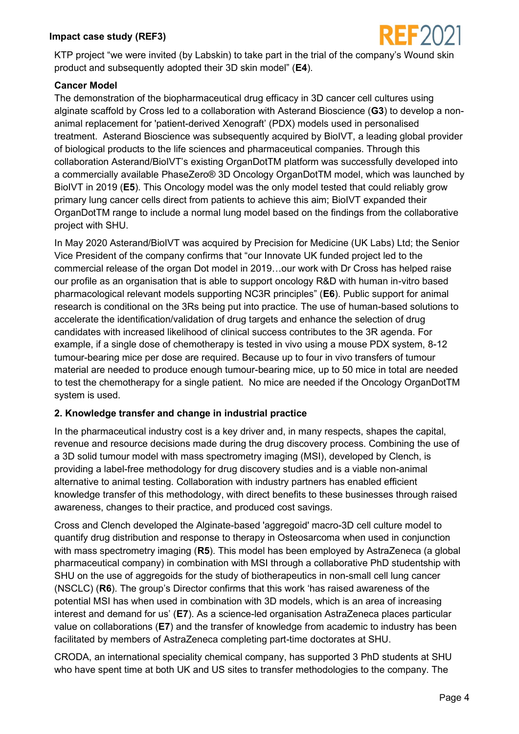KTP project "we were invited (by Labskin) to take part in the trial of the company's Wound skin product and subsequently adopted their 3D skin model" (**E4**).

**Cancer Model**

The demonstration of the biopharmaceutical drug efficacy in 3D cancer cell cultures using alginate scaffold by Cross led to a collaboration with Asterand Bioscience (**G3**) to develop a non-animal replacement for 'patient-derived Xenograft' (PDX) models used in personalised treatment. Asterand Bioscience was subsequently acquired by BioIVT, a leading global provider of biological products to the life sciences and pharmaceutical companies. Through this collaboration Asterand/BioIVT's existing OrganDotTM platform was successfully developed into a commercially available PhaseZero® 3D Oncology OrganDotTM model, which was launched by BioIVT in 2019 (**E5**). This Oncology model was the only model tested that could reliably grow primary lung cancer cells direct from patients to achieve this aim; BioIVT expanded their OrganDotTM range to include a normal lung model based on the findings from the collaborative project with SHU.

In May 2020 Asterand/BioIVT was acquired by Precision for Medicine (UK Labs) Ltd; the Senior Vice President of the company confirms that "our Innovate UK funded project led to the commercial release of the organ Dot model in 2019…our work with Dr Cross has helped raise our profile as an organisation that is able to support oncology R&D with human in-vitro based pharmacological relevant models supporting NC3R principles" (**E6**). Public support for animal research is conditional on the 3Rs being put into practice. The use of human-based solutions to accelerate the identification/validation of drug targets and enhance the selection of drug candidates with increased likelihood of clinical success contributes to the 3R agenda. For example, if a single dose of chemotherapy is tested in vivo using a mouse PDX system, 8-12 tumour-bearing mice per dose are required. Because up to four in vivo transfers of tumour material are needed to produce enough tumour-bearing mice, up to 50 mice in total are needed to test the chemotherapy for a single patient. No mice are needed if the Oncology OrganDotTM system is used.

**2. Knowledge transfer and change in industrial practice**

In the pharmaceutical industry cost is a key driver and, in many respects, shapes the capital, revenue and resource decisions made during the drug discovery process. Combining the use of a 3D solid tumour model with mass spectrometry imaging (MSI), developed by Clench, is providing a label-free methodology for drug discovery studies and is a viable non-animal alternative to animal testing. Collaboration with industry partners has enabled efficient knowledge transfer of this methodology, with direct benefits to these businesses through raised awareness, changes to their practice, and produced cost savings.

Cross and Clench developed the Alginate-based 'aggregoid' macro-3D cell culture model to quantify drug distribution and response to therapy in Osteosarcoma when used in conjunction with mass spectrometry imaging (**R5**). This model has been employed by AstraZeneca (a global pharmaceutical company) in combination with MSI through a collaborative PhD studentship with SHU on the use of aggregoids for the study of biotherapeutics in non-small cell lung cancer (NSCLC) (**R6**). The group's Director confirms that this work 'has raised awareness of the potential MSI has when used in combination with 3D models, which is an area of increasing interest and demand for us' (**E7**). As a science-led organisation AstraZeneca places particular value on collaborations (**E7**) and the transfer of knowledge from academic to industry has been facilitated by members of AstraZeneca completing part-time doctorates at SHU.

CRODA, an international speciality chemical company, has supported 3 PhD students at SHU who have spent time at both UK and US sites to transfer methodologies to the company. The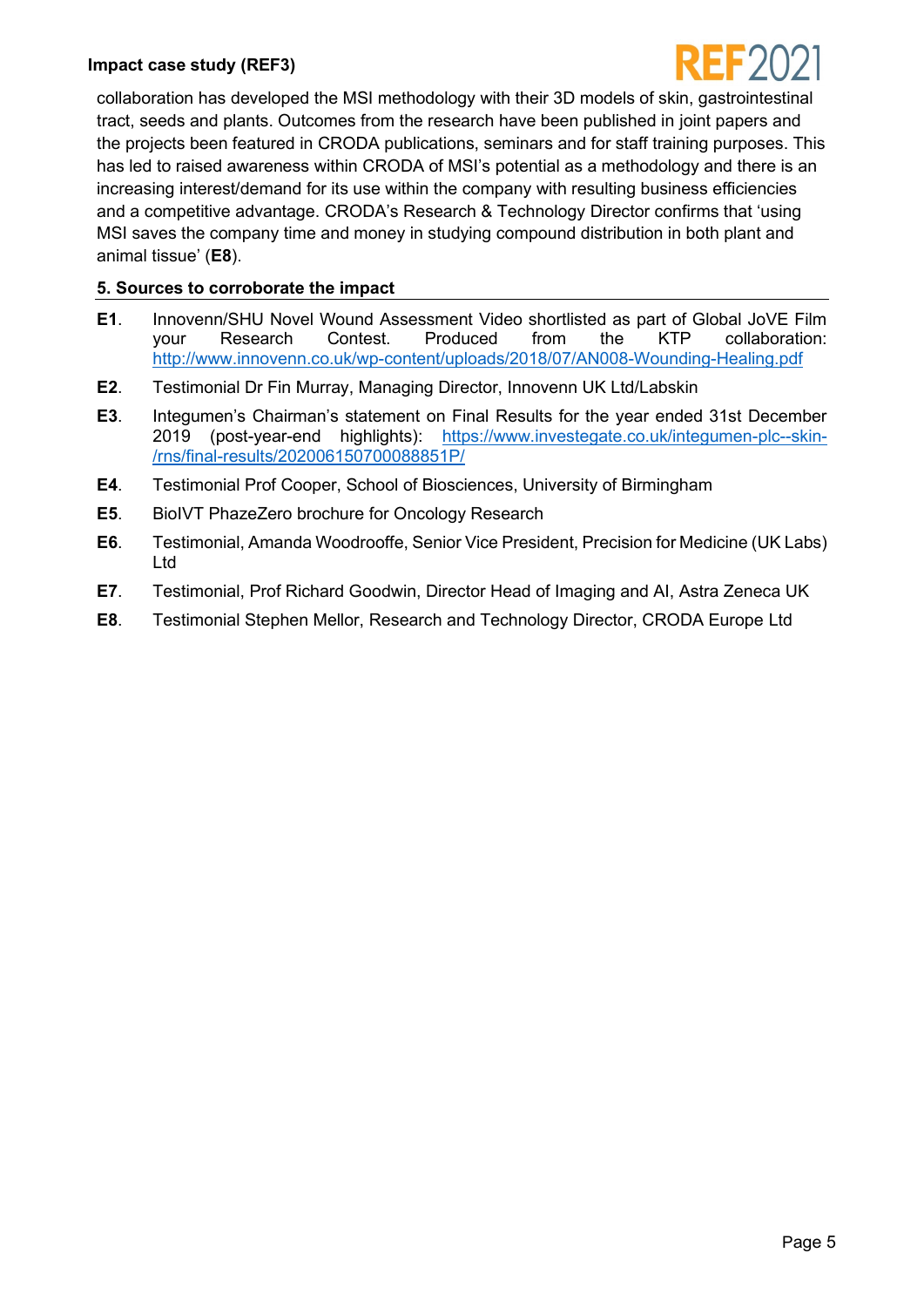collaboration has developed the MSI methodology with their 3D models of skin, gastrointestinal tract, seeds and plants. Outcomes from the research have been published in joint papers and the projects been featured in CRODA publications, seminars and for staff training purposes. This has led to raised awareness within CRODA of MSI's potential as a methodology and there is an increasing interest/demand for its use within the company with resulting business efficiencies and a competitive advantage. CRODA's Research & Technology Director confirms that 'using MSI saves the company time and money in studying compound distribution in both plant and animal tissue' (**E8**).

### 5. Sources to corroborate the impact

- **E1**. Innovenn/SHU Novel Wound Assessment Video shortlisted as part of Global JoVE Film your Research Contest. Produced from the KTP collaboration: http://www.innovenn.co.uk/wp-content/uploads/2018/07/AN008-Wounding-Healing.pdf
- **E2**. Testimonial Dr Fin Murray, Managing Director, Innovenn UK Ltd/Labskin
- **E3**. Integumen's Chairman's statement on Final Results for the year ended 31st December 2019 (post-year-end highlights): https://www.investegate.co.uk/integumen-plc--skin-/rns/final-results/202006150700088851P/
- **E4**. Testimonial Prof Cooper, School of Biosciences, University of Birmingham
- **E5**. BioIVT PhazeZero brochure for Oncology Research
- **E6**. Testimonial, Amanda Woodrooffe, Senior Vice President, Precision for Medicine (UK Labs) Ltd
- **E7**. Testimonial, Prof Richard Goodwin, Director Head of Imaging and AI, Astra Zeneca UK
- **E8**. Testimonial Stephen Mellor, Research and Technology Director, CRODA Europe Ltd